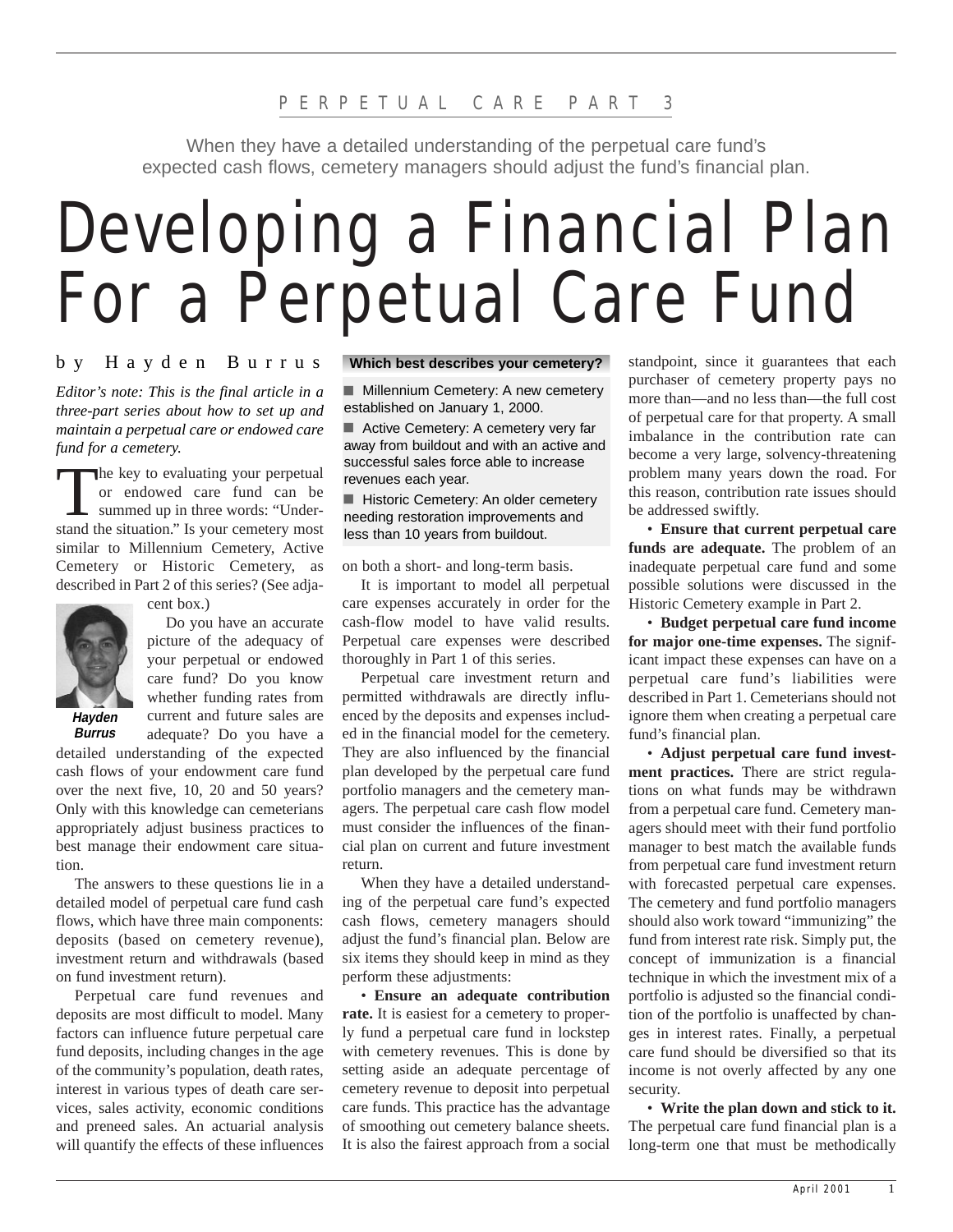PERPETUAL CARE PART 3

When they have a detailed understanding of the perpetual care fund's expected cash flows, cemetery managers should adjust the fund's financial plan.

# Developing a Financial Plan For a Perpetual Care Fund

by Hayden Burrus

*Editor's note: This is the final article in a three-part series about how to set up and maintain a perpetual care or endowed care fund for a cemetery.*

The key to evaluating your perpetual or endowed care fund can be summed up in three words: "Understand the situation." Is your cemetery most similar to Millennium Cemetery, Active Cemetery or Historic Cemetery, as described in Part 2 of this series? (See adjacent box.)

**Which best describes your cemetery?**

- Millennium Cemetery: A new cemetery established on January 1, 2000.
- Active Cemetery: A cemetery very far away from buildout and with an active and successful sales force able to increase revenues each year.
- Historic Cemetery: An older cemetery needing restoration improvements and less than 10 years from buildout.

***Hayden Burrus***

Do you have an accurate picture of the adequacy of your perpetual or endowed care fund? Do you know whether funding rates from current and future sales are adequate? Do you have a detailed understanding of the expected cash flows of your endowment care fund over the next five, 10, 20 and 50 years? Only with this knowledge can cemeterians appropriately adjust business practices to best manage their endowment care situation.

The answers to these questions lie in a detailed model of perpetual care fund cash flows, which have three main components: deposits (based on cemetery revenue), investment return and withdrawals (based on fund investment return).

Perpetual care fund revenues and deposits are most difficult to model. Many factors can influence future perpetual care fund deposits, including changes in the age of the community's population, death rates, interest in various types of death care services, sales activity, economic conditions and preneed sales. An actuarial analysis will quantify the effects of these influences on both a short- and long-term basis.

It is important to model all perpetual care expenses accurately in order for the cash-flow model to have valid results. Perpetual care expenses were described thoroughly in Part 1 of this series.

Perpetual care investment return and permitted withdrawals are directly influenced by the deposits and expenses included in the financial model for the cemetery. They are also influenced by the financial plan developed by the perpetual care fund portfolio managers and the cemetery managers. The perpetual care cash flow model must consider the influences of the financial plan on current and future investment return.

When they have a detailed understanding of the perpetual care fund's expected cash flows, cemetery managers should adjust the fund's financial plan. Below are six items they should keep in mind as they perform these adjustments:

• **Ensure an adequate contribution rate.** It is easiest for a cemetery to properly fund a perpetual care fund in lockstep with cemetery revenues. This is done by setting aside an adequate percentage of cemetery revenue to deposit into perpetual care funds. This practice has the advantage of smoothing out cemetery balance sheets. It is also the fairest approach from a social standpoint, since it guarantees that each purchaser of cemetery property pays no more than—and no less than—the full cost of perpetual care for that property. A small imbalance in the contribution rate can become a very large, solvency-threatening problem many years down the road. For this reason, contribution rate issues should be addressed swiftly.

• **Ensure that current perpetual care funds are adequate.** The problem of an inadequate perpetual care fund and some possible solutions were discussed in the Historic Cemetery example in Part 2.

• **Budget perpetual care fund income for major one-time expenses.** The significant impact these expenses can have on a perpetual care fund's liabilities were described in Part 1. Cemeterians should not ignore them when creating a perpetual care fund's financial plan.

• **Adjust perpetual care fund investment practices.** There are strict regulations on what funds may be withdrawn from a perpetual care fund. Cemetery managers should meet with their fund portfolio manager to best match the available funds from perpetual care fund investment return with forecasted perpetual care expenses. The cemetery and fund portfolio managers should also work toward "immunizing" the fund from interest rate risk. Simply put, the concept of immunization is a financial technique in which the investment mix of a portfolio is adjusted so the financial condition of the portfolio is unaffected by changes in interest rates. Finally, a perpetual care fund should be diversified so that its income is not overly affected by any one security.

• **Write the plan down and stick to it.** The perpetual care fund financial plan is a long-term one that must be methodically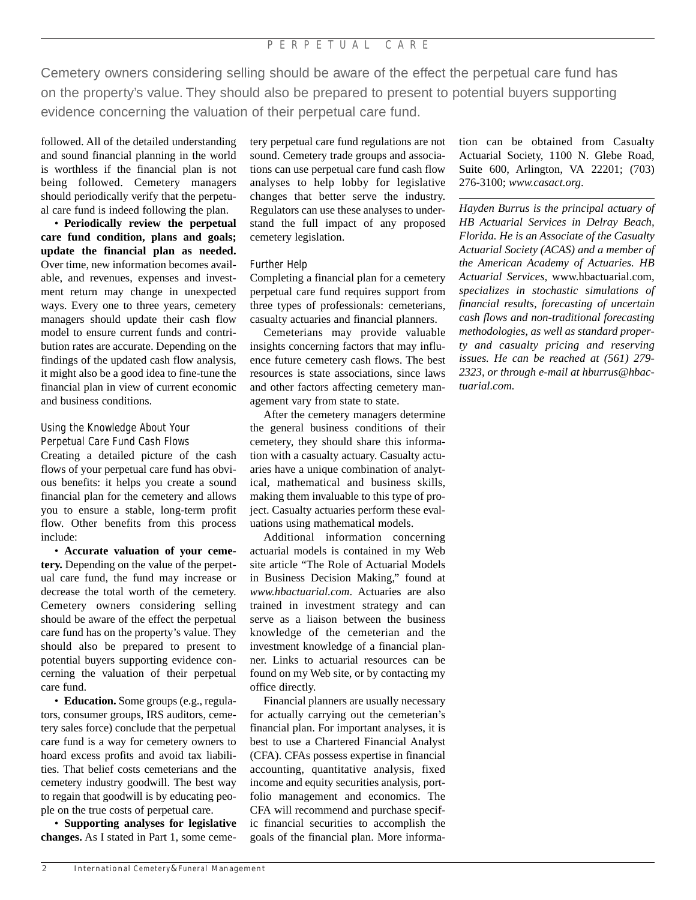Cemetery owners considering selling should be aware of the effect the perpetual care fund has on the property's value. They should also be prepared to present to potential buyers supporting evidence concerning the valuation of their perpetual care fund.

followed. All of the detailed understanding and sound financial planning in the world is worthless if the financial plan is not being followed. Cemetery managers should periodically verify that the perpetual care fund is indeed following the plan.

- **Periodically review the perpetual care fund condition, plans and goals; update the financial plan as needed.** Over time, new information becomes available, and revenues, expenses and investment return may change in unexpected ways. Every one to three years, cemetery managers should update their cash flow model to ensure current funds and contribution rates are accurate. Depending on the findings of the updated cash flow analysis, it might also be a good idea to fine-tune the financial plan in view of current economic and business conditions.

### Using the Knowledge About Your Perpetual Care Fund Cash Flows

Creating a detailed picture of the cash flows of your perpetual care fund has obvious benefits: it helps you create a sound financial plan for the cemetery and allows you to ensure a stable, long-term profit flow. Other benefits from this process include:

- **Accurate valuation of your cemetery.** Depending on the value of the perpetual care fund, the fund may increase or decrease the total worth of the cemetery. Cemetery owners considering selling should be aware of the effect the perpetual care fund has on the property's value. They should also be prepared to present to potential buyers supporting evidence concerning the valuation of their perpetual care fund.
- **Education.** Some groups (e.g., regulators, consumer groups, IRS auditors, cemetery sales force) conclude that the perpetual care fund is a way for cemetery owners to hoard excess profits and avoid tax liabilities. That belief costs cemeterians and the cemetery industry goodwill. The best way to regain that goodwill is by educating people on the true costs of perpetual care.
- **Supporting analyses for legislative changes.** As I stated in Part 1, some cemetery perpetual care fund regulations are not sound. Cemetery trade groups and associations can use perpetual care fund cash flow analyses to help lobby for legislative changes that better serve the industry. Regulators can use these analyses to understand the full impact of any proposed cemetery legislation.

### Further Help

Completing a financial plan for a cemetery perpetual care fund requires support from three types of professionals: cemeterians, casualty actuaries and financial planners.

Cemeterians may provide valuable insights concerning factors that may influence future cemetery cash flows. The best resources is state associations, since laws and other factors affecting cemetery management vary from state to state.

After the cemetery managers determine the general business conditions of their cemetery, they should share this information with a casualty actuary. Casualty actuaries have a unique combination of analytical, mathematical and business skills, making them invaluable to this type of project. Casualty actuaries perform these evaluations using mathematical models.

Additional information concerning actuarial models is contained in my Web site article "The Role of Actuarial Models in Business Decision Making," found at *www.hbactuarial.com*. Actuaries are also trained in investment strategy and can serve as a liaison between the business knowledge of the cemeterian and the investment knowledge of a financial planner. Links to actuarial resources can be found on my Web site, or by contacting my office directly.

Financial planners are usually necessary for actually carrying out the cemeterian's financial plan. For important analyses, it is best to use a Chartered Financial Analyst (CFA). CFAs possess expertise in financial accounting, quantitative analysis, fixed income and equity securities analysis, portfolio management and economics. The CFA will recommend and purchase specific financial securities to accomplish the goals of the financial plan. More information can be obtained from Casualty Actuarial Society, 1100 N. Glebe Road, Suite 600, Arlington, VA 22201; (703) 276-3100; *www.casact.org*.

---

*Hayden Burrus is the principal actuary of HB Actuarial Services in Delray Beach, Florida. He is an Associate of the Casualty Actuarial Society (ACAS) and a member of the American Academy of Actuaries. HB Actuarial Services,* www.hbactuarial.com, *specializes in stochastic simulations of financial results, forecasting of uncertain cash flows and non-traditional forecasting methodologies, as well as standard property and casualty pricing and reserving issues. He can be reached at (561) 279-2323, or through e-mail at hburrus@hbactuarial.com.*